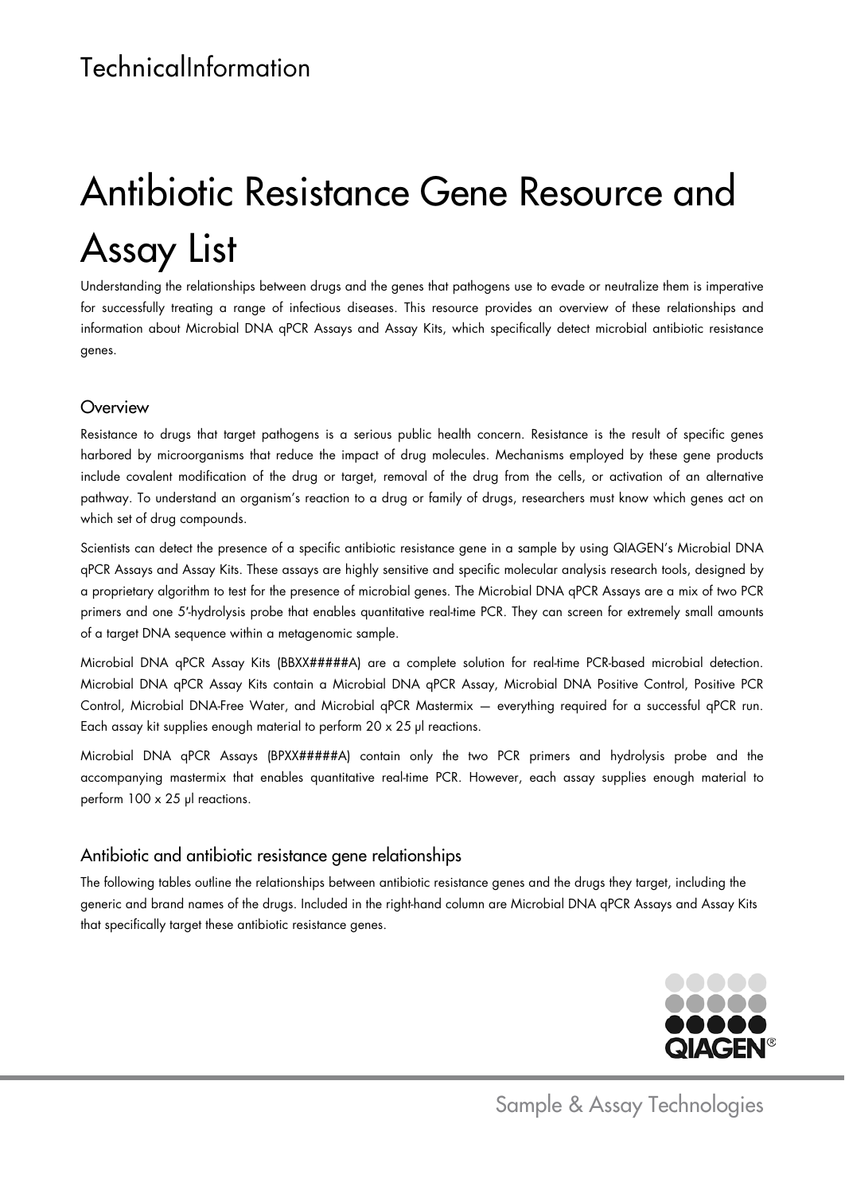TechnicalInformation

# Antibiotic Resistance Gene Resource and Assay List

Understanding the relationships between drugs and the genes that pathogens use to evade or neutralize them is imperative for successfully treating a range of infectious diseases. This resource provides an overview of these relationships and information about Microbial DNA qPCR Assays and Assay Kits, which specifically detect microbial antibiotic resistance genes.

## Overview

Resistance to drugs that target pathogens is a serious public health concern. Resistance is the result of specific genes harbored by microorganisms that reduce the impact of drug molecules. Mechanisms employed by these gene products include covalent modification of the drug or target, removal of the drug from the cells, or activation of an alternative pathway. To understand an organism's reaction to a drug or family of drugs, researchers must know which genes act on which set of drug compounds.

Scientists can detect the presence of a specific antibiotic resistance gene in a sample by using QIAGEN's Microbial DNA qPCR Assays and Assay Kits. These assays are highly sensitive and specific molecular analysis research tools, designed by a proprietary algorithm to test for the presence of microbial genes. The Microbial DNA qPCR Assays are a mix of two PCR primers and one 5'-hydrolysis probe that enables quantitative real-time PCR. They can screen for extremely small amounts of a target DNA sequence within a metagenomic sample.

Microbial DNA qPCR Assay Kits (BBXX#####A) are a complete solution for real-time PCR-based microbial detection. Microbial DNA qPCR Assay Kits contain a Microbial DNA qPCR Assay, Microbial DNA Positive Control, Positive PCR Control, Microbial DNA-Free Water, and Microbial qPCR Mastermix — everything required for a successful qPCR run. Each assay kit supplies enough material to perform 20 x 25 µl reactions.

Microbial DNA qPCR Assays (BPXX#####A) contain only the two PCR primers and hydrolysis probe and the accompanying mastermix that enables quantitative real-time PCR. However, each assay supplies enough material to perform 100 x 25 µl reactions.

## Antibiotic and antibiotic resistance gene relationships

The following tables outline the relationships between antibiotic resistance genes and the drugs they target, including the generic and brand names of the drugs. Included in the right-hand column are Microbial DNA qPCR Assays and Assay Kits that specifically target these antibiotic resistance genes.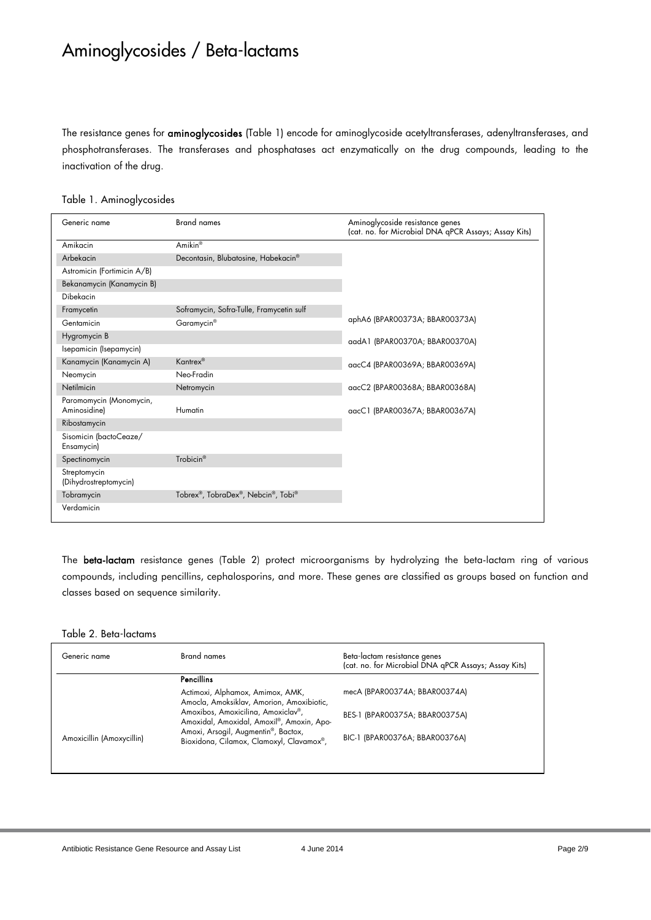# Aminoglycosides / Beta-lactams

The resistance genes for **aminoglycosides** (Table 1) encode for aminoglycoside acetyltransferases, adenyltransferases, and phosphotransferases. The transferases and phosphatases act enzymatically on the drug compounds, leading to the inactivation of the drug.

Table 1. Aminoglycosides

| Generic name | Brand names | Aminoglycoside resistance genes (cat. no. for Microbial DNA qPCR Assays; Assay Kits) |
|---|---|---|
| Amikacin | Amikin® | |
| Arbekacin | Decontasin, Blubatosine, Habekacin® | |
| Astromicin (Fortimicin A/B) | | |
| Bekanamycin (Kanamycin B) | | |
| Dibekacin | | |
| Framycetin | Soframycin, Sofra-Tulle, Framycetin sulf | |
| Gentamicin | Garamycin® | aphA6 (BPAR00373A; BBAR00373A) |
| Hygromycin B | | aadA1 (BPAR00370A; BBAR00370A) |
| Isepamicin (Isepamycin) | | |
| Kanamycin (Kanamycin A) | Kantrex® | aacC4 (BPAR00369A; BBAR00369A) |
| Neomycin | Neo-Fradin | |
| Netilmicin | Netromycin | aacC2 (BPAR00368A; BBAR00368A) |
| Paromomycin (Monomycin, Aminosidine) | Humatin | aacC1 (BPAR00367A; BBAR00367A) |
| Ribostamycin | | |
| Sisomicin (bactoCeaze/ Ensamycin) | | |
| Spectinomycin | Trobicin® | |
| Streptomycin (Dihydrostreptomycin) | | |
| Tobramycin | Tobrex®, TobraDex®, Nebcin®, Tobi® | |
| Verdamicin | | |

The **beta-lactam** resistance genes (Table 2) protect microorganisms by hydrolyzing the beta-lactam ring of various compounds, including pencillins, cephalosporins, and more. These genes are classified as groups based on function and classes based on sequence similarity.

Table 2. Beta-lactams

| Generic name | Brand names | Beta-lactam resistance genes (cat. no. for Microbial DNA qPCR Assays; Assay Kits) |
|---|---|---|
| | **Pencillins** | |
| Amoxicillin (Amoxycillin) | Actimoxi, Alphamox, Amimox, AMK, Amocla, Amoksiklav, Amorion, Amoxibiotic, Amoxibos, Amoxicilina, Amoxiclav®, Amoxidal, Amoxidal, Amoxil®, Amoxin, Apo-Amoxi, Arsogil, Augmentin®, Bactox, Bioxidona, Cilamox, Clamoxyl, Clavamox®, | mecA (BPAR00374A; BBAR00374A)<br>BES-1 (BPAR00375A; BBAR00375A)<br>BIC-1 (BPAR00376A; BBAR00376A) |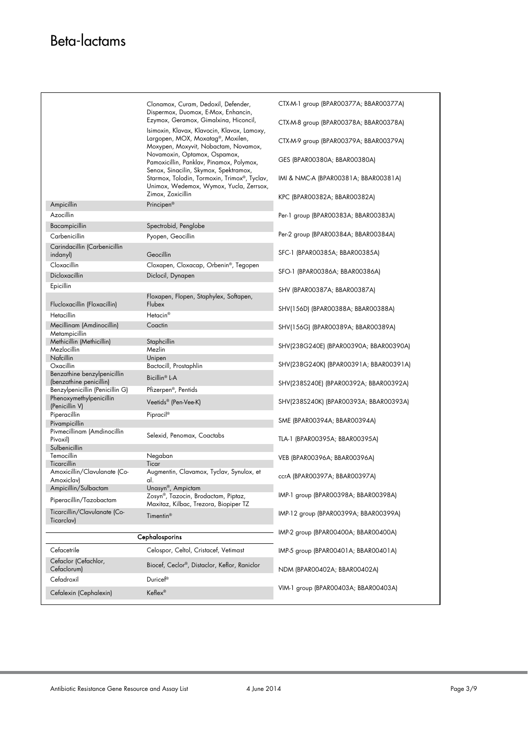# Beta-lactams

| | | |
|---|---|---|
| | Clonamox, Curam, Dedoxil, Defender, Dispermox, Duomox, E-Mox, Enhancin, Ezymox, Geramox, Gimalxina, Hiconcil, Isimoxin, Klavax, Klavocin, Klavox, Lamoxy, Largopen, MOX, Moxatag®, Moxilen, Moxypen, Moxyvit, Nobactam, Novamox, Novamoxin, Optamox, Ospamox, Pamoxicillin, Panklav, Pinamox, Polymox, Senox, Sinacilin, Skymox, Spektramox, Starmox, Tolodin, Tormoxin, Trimox®, Tyclav, Unimox, Wedemox, Wymox, Yucla, Zerrsox, Zimox, Zoxicillin | CTX-M-1 group (BPAR00377A; BBAR00377A) |
| Ampicillin | Principen® | CTX-M-8 group (BPAR00378A; BBAR00378A) |
| Azocillin | | CTX-M-9 group (BPAR00379A; BBAR00379A) |
| Bacampicillin | Spectrobid, Penglobe | GES (BPAR00380A; BBAR00380A) |
| Carbenicillin | Pyopen, Geocillin | IMI & NMC-A (BPAR00381A; BBAR00381A) |
| Carindacillin (Carbenicillin indanyl) | Geocillin | KPC (BPAR00382A; BBAR00382A) |
| Cloxacillin | Cloxapen, Cloxacap, Orbenin®, Tegopen | Per-1 group (BPAR00383A; BBAR00383A) |
| Dicloxacillin | Diclocil, Dynapen | Per-2 group (BPAR00384A; BBAR00384A) |
| Epicillin | | SFC-1 (BPAR00385A; BBAR00385A) |
| Flucloxacillin (Floxacillin) | Floxapen, Flopen, Staphylex, Softapen, Flubex | SFO-1 (BPAR00386A; BBAR00386A) |
| Hetacillin | Hetacin® | SHV (BPAR00387A; BBAR00387A) |
| Mecillinam (Amdinocillin) | Coactin | SHV(156D) (BPAR00388A; BBAR00388A) |
| Metampicillin | | SHV(156G) (BPAR00389A; BBAR00389A) |
| Methicillin (Methicillin) | Staphcillin | SHV(238G240E) (BPAR00390A; BBAR00390A) |
| Mezlocillin | Mezlin | SHV(238G240K) (BPAR00391A; BBAR00391A) |
| Nafcillin | Unipen | SHV(238S240E) (BPAR00392A; BBAR00392A) |
| Oxacillin | Bactocill, Prostaphlin | SHV(238S240K) (BPAR00393A; BBAR00393A) |
| Benzathine benzylpenicillin (benzathine penicillin) | Bicillin® L-A | SME (BPAR00394A; BBAR00394A) |
| Benzylpenicillin (Penicillin G) | Pfizerpen®, Pentids | TLA-1 (BPAR00395A; BBAR00395A) |
| Phenoxymethylpenicillin (Penicillin V) | Veetids® (Pen-Vee-K) | VEB (BPAR00396A; BBAR00396A) |
| Piperacillin | Pipracil® | ccrA (BPAR00397A; BBAR00397A) |
| Pivampicillin | | IMP-1 group (BPAR00398A; BBAR00398A) |
| Pivmecillinam (Amdinocillin Pivoxil) | Selexid, Penomax, Coactabs | IMP-12 group (BPAR00399A; BBAR00399A) |
| Sulbenicillin | | IMP-2 group (BPAR00400A; BBAR00400A) |
| Temocillin | Negaban | IMP-5 group (BPAR00401A; BBAR00401A) |
| Ticarcillin | Ticar | NDM (BPAR00402A; BBAR00402A) |
| Amoxicillin/Clavulanate (Co-Amoxiclav) | Augmentin, Clavamox, Tyclav, Synulox, et al. | VIM-1 group (BPAR00403A; BBAR00403A) |
| Ampicillin/Sulbactam | Unasyn®, Ampictam | |
| Piperacillin/Tazobactam | Zosyn®, Tazocin, Brodactam, Piptaz, Maxitaz, Kilbac, Trezora, Biopiper TZ | |
| Ticarcillin/Clavulanate (Co-Ticarclav) | Timentin® | |
| **Cephalosporins** | | |
| Cefacetrile | Celospor, Celtol, Cristacef, Vetimast | |
| Cefaclor (Cefachlor, Cefaclorum) | Biocef, Ceclor®, Distaclor, Keflor, Raniclor | |
| Cefadroxil | Duricef® | |
| Cefalexin (Cephalexin) | Keflex® | |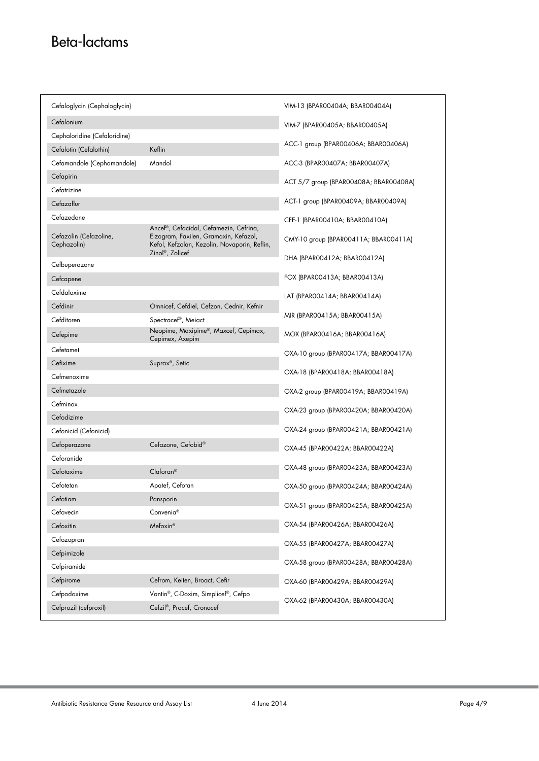# Beta-lactams

| | | |
|---|---|---|
| Cefaloglycin (Cephaloglycin) | | VIM-13 (BPAR00404A; BBAR00404A) |
| Cefalonium | | VIM-7 (BPAR00405A; BBAR00405A) |
| Cephaloridine (Cefaloridine) | | |
| Cefalotin (Cefalothin) | Keflin | ACC-1 group (BPAR00406A; BBAR00406A) |
| Cefamandole (Cephamandole) | Mandol | ACC-3 (BPAR00407A; BBAR00407A) |
| Cefapirin | | ACT 5/7 group (BPAR00408A; BBAR00408A) |
| Cefatrizine | | |
| Cefazaflur | | ACT-1 group (BPAR00409A; BBAR00409A) |
| Cefazedone | | CFE-1 (BPAR00410A; BBAR00410A) |
| Cefazolin (Cefazoline, Cephazolin) | Ancef®, Cefacidal, Cefamezin, Cefrina, Elzogram, Faxilen, Gramaxin, Kefazol, Kefol, Kefzolan, Kezolin, Novaporin, Reflin, Zinol®, Zolicef | CMY-10 group (BPAR00411A; BBAR00411A) |
| Cefbuperazone | | DHA (BPAR00412A; BBAR00412A) |
| Cefcapene | | FOX (BPAR00413A; BBAR00413A) |
| Cefdaloxime | | LAT (BPAR00414A; BBAR00414A) |
| Cefdinir | Omnicef, Cefdiel, Cefzon, Cednir, Kefnir | |
| Cefditoren | Spectracef®, Meiact | MIR (BPAR00415A; BBAR00415A) |
| Cefepime | Neopime, Maxipime®, Maxcef, Cepimax, Cepimex, Axepim | MOX (BPAR00416A; BBAR00416A) |
| Cefetamet | | OXA-10 group (BPAR00417A; BBAR00417A) |
| Cefixime | Suprax®, Setic | |
| Cefmenoxime | | OXA-18 (BPAR00418A; BBAR00418A) |
| Cefmetazole | | OXA-2 group (BPAR00419A; BBAR00419A) |
| Cefminox | | OXA-23 group (BPAR00420A; BBAR00420A) |
| Cefodizime | | |
| Cefonicid (Cefonicid) | | OXA-24 group (BPAR00421A; BBAR00421A) |
| Cefoperazone | Cefazone, Cefobid® | OXA-45 (BPAR00422A; BBAR00422A) |
| Ceforanide | | |
| Cefotaxime | Claforan® | OXA-48 group (BPAR00423A; BBAR00423A) |
| Cefotetan | Apatef, Cefotan | OXA-50 group (BPAR00424A; BBAR00424A) |
| Cefotiam | Pansporin | OXA-51 group (BPAR00425A; BBAR00425A) |
| Cefovecin | Convenia® | |
| Cefoxitin | Mefoxin® | OXA-54 (BPAR00426A; BBAR00426A) |
| Cefozopran | | OXA-55 (BPAR00427A; BBAR00427A) |
| Cefpimizole | | |
| Cefpiramide | | OXA-58 group (BPAR00428A; BBAR00428A) |
| Cefpirome | Cefrom, Keiten, Broact, Cefir | OXA-60 (BPAR00429A; BBAR00429A) |
| Cefpodoxime | Vantin®, C-Doxim, Simplicef®, Cefpo | OXA-62 (BPAR00430A; BBAR00430A) |
| Cefprozil (cefproxil) | Cefzil®, Procef, Cronocef | |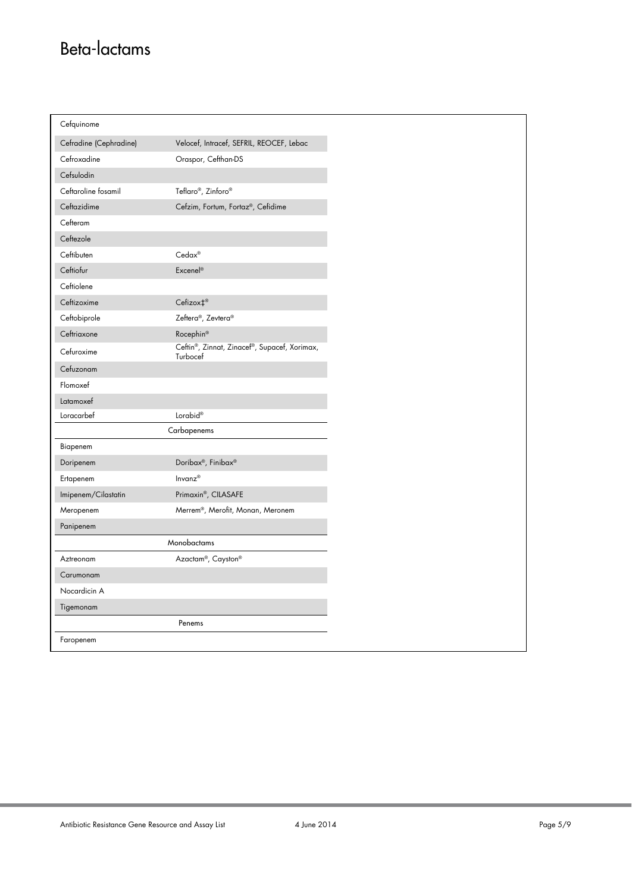# Beta-lactams

| | |
|---|---|
| Cefquinome | |
| Cefradine (Cephradine) | Velocef, Intracef, SEFRIL, REOCEF, Lebac |
| Cefroxadine | Oraspor, Cefthan-DS |
| Cefsulodin | |
| Ceftaroline fosamil | Teflaro®, Zinforo® |
| Ceftazidime | Cefzim, Fortum, Fortaz®, Cefidime |
| Cefteram | |
| Ceftezole | |
| Ceftibuten | Cedax® |
| Ceftiofur | Excenel® |
| Ceftiolene | |
| Ceftizoxime | Cefizox‡® |
| Ceftobiprole | Zeftera®, Zevtera® |
| Ceftriaxone | Rocephin® |
| Cefuroxime | Ceftin®, Zinnat, Zinacef®, Supacef, Xorimax, Turbocef |
| Cefuzonam | |
| Flomoxef | |
| Latamoxef | |
| Loracarbef | Lorabid® |
| **Carbapenems** | |
| Biapenem | |
| Doripenem | Doribax®, Finibax® |
| Ertapenem | Invanz® |
| Imipenem/Cilastatin | Primaxin®, CILASAFE |
| Meropenem | Merrem®, Merofit, Monan, Meronem |
| Panipenem | |
| **Monobactams** | |
| Aztreonam | Azactam®, Cayston® |
| Carumonam | |
| Nocardicin A | |
| Tigemonam | |
| **Penems** | |
| Faropenem | |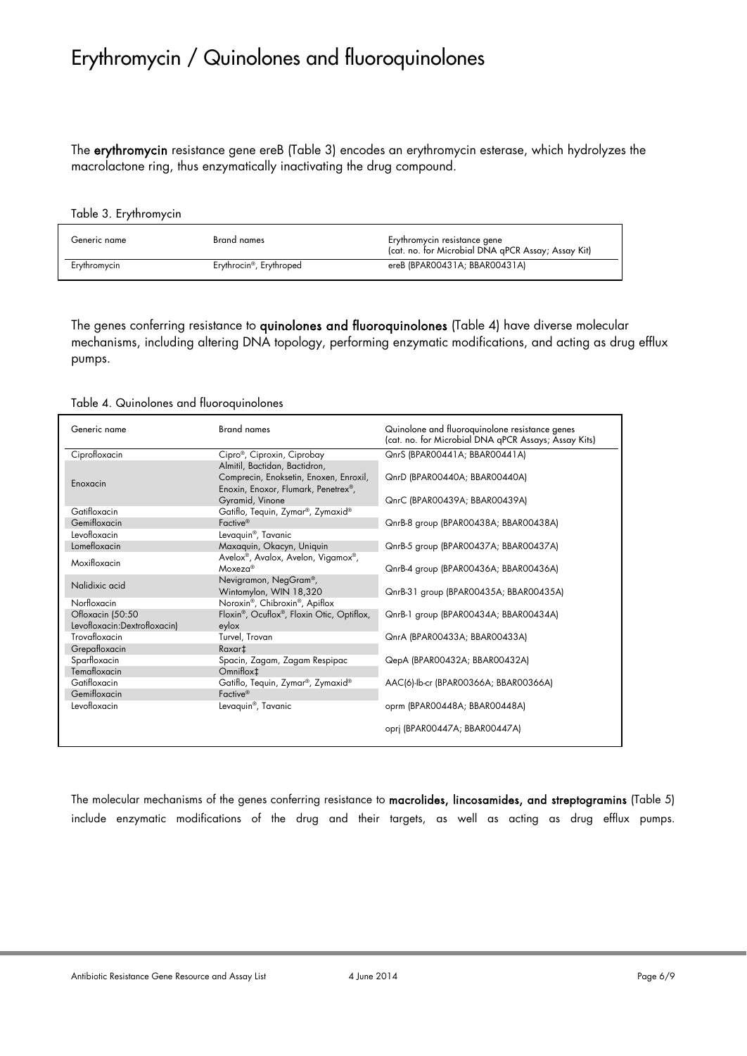# Erythromycin / Quinolones and fluoroquinolones

The **erythromycin** resistance gene ereB (Table 3) encodes an erythromycin esterase, which hydrolyzes the macrolactone ring, thus enzymatically inactivating the drug compound.

Table 3. Erythromycin

| Generic name | Brand names | Erythromycin resistance gene (cat. no. for Microbial DNA qPCR Assay; Assay Kit) |
|---|---|---|
| Erythromycin | Erythrocin®, Erythroped | ereB (BPAR00431A; BBAR00431A) |

The genes conferring resistance to **quinolones and fluoroquinolones** (Table 4) have diverse molecular mechanisms, including altering DNA topology, performing enzymatic modifications, and acting as drug efflux pumps.

Table 4. Quinolones and fluoroquinolones

| Generic name | Brand names | Quinolone and fluoroquinolone resistance genes (cat. no. for Microbial DNA qPCR Assays; Assay Kits) |
|---|---|---|
| Ciprofloxacin | Cipro®, Ciproxin, Ciprobay | QnrS (BPAR00441A; BBAR00441A) |
| Enoxacin | Almitil, Bactidan, Bactidron, Comprecin, Enoksetin, Enoxen, Enoxil, Enoxin, Enoxor, Flumark, Penetrex®, Gyramid, Vinone | QnrD (BPAR00440A; BBAR00440A) |
| | | QnrC (BPAR00439A; BBAR00439A) |
| Gatifloxacin | Gatiflo, Tequin, Zymar®, Zymaxid® | |
| Gemifloxacin | Factive® | QnrB-8 group (BPAR00438A; BBAR00438A) |
| Levofloxacin | Levaquin®, Tavanic | |
| Lomefloxacin | Maxaquin, Okacyn, Uniquin | QnrB-5 group (BPAR00437A; BBAR00437A) |
| Moxifloxacin | Avelox®, Avalox, Avelon, Vigamox®, Moxeza® | QnrB-4 group (BPAR00436A; BBAR00436A) |
| Nalidixic acid | Nevigramon, NegGram®, Wintomylon, WIN 18,320 | QnrB-31 group (BPAR00435A; BBAR00435A) |
| Norfloxacin | Noroxin®, Chibroxin®, Apiflox | |
| Ofloxacin (50:50 Levofloxacin:Dextrofloxacin) | Floxin®, Ocuflox®, Floxin Otic, Optiflox, eylox | QnrB-1 group (BPAR00434A; BBAR00434A) |
| Trovafloxacin | Turvel, Trovan | QnrA (BPAR00433A; BBAR00433A) |
| Grepafloxacin | Raxar‡ | |
| Sparfloxacin | Spacin, Zagam, Zagam Respipac | QepA (BPAR00432A; BBAR00432A) |
| Temafloxacin | Omniflox‡ | |
| Gatifloxacin | Gatiflo, Tequin, Zymar®, Zymaxid® | AAC(6)-Ib-cr (BPAR00366A; BBAR00366A) |
| Gemifloxacin | Factive® | |
| Levofloxacin | Levaquin®, Tavanic | oprm (BPAR00448A; BBAR00448A) |
| | | oprj (BPAR00447A; BBAR00447A) |

The molecular mechanisms of the genes conferring resistance to **macrolides, lincosamides, and streptogramins** (Table 5) include enzymatic modifications of the drug and their targets, as well as acting as drug efflux pumps.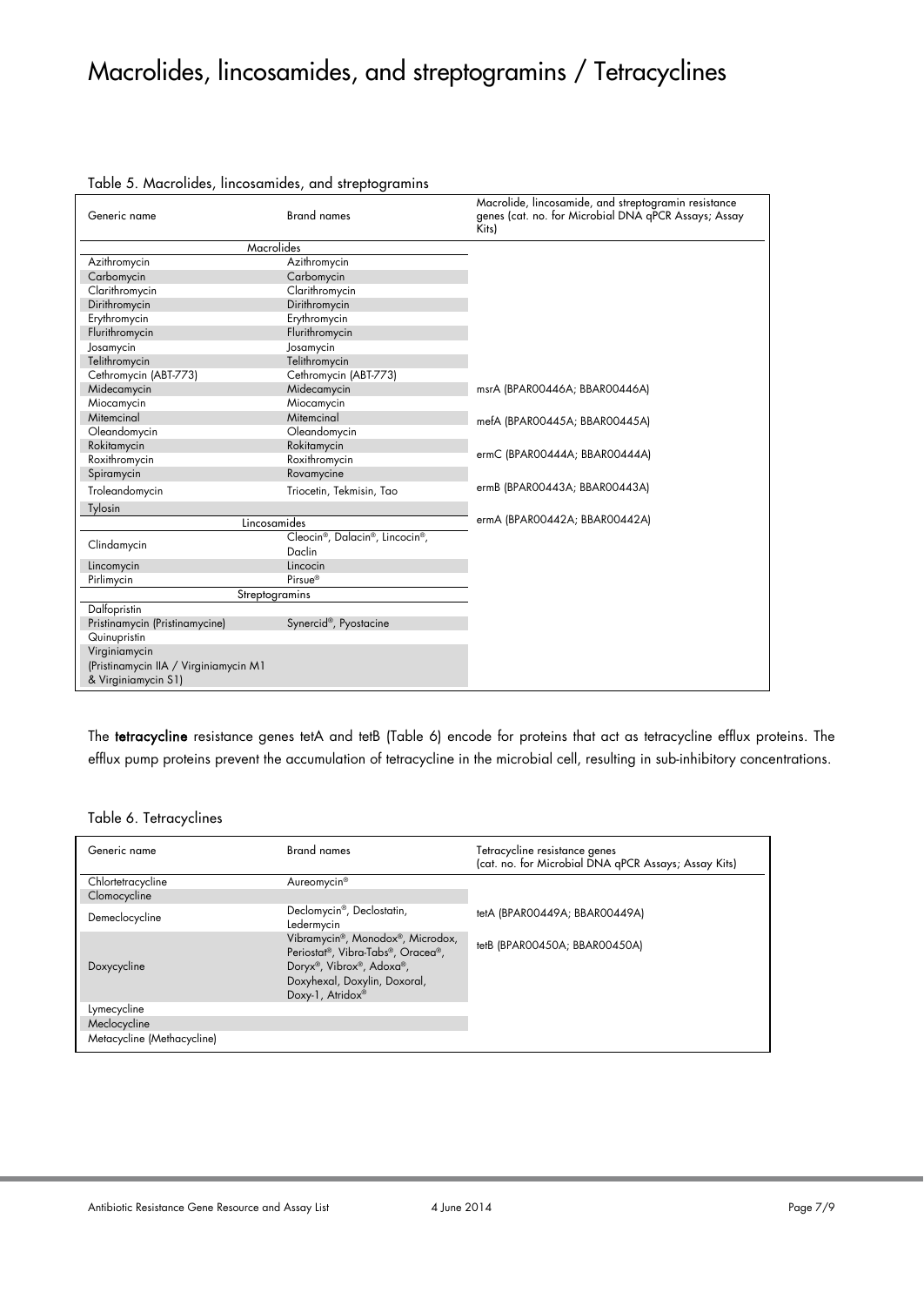# Macrolides, lincosamides, and streptogramins / Tetracyclines

Table 5. Macrolides, lincosamides, and streptogramins

| Generic name | Brand names | Macrolide, lincosamide, and streptogramin resistance genes (cat. no. for Microbial DNA qPCR Assays; Assay Kits) |
|---|---|---|
| **Macrolides** | | msrA (BPAR00446A; BBAR00446A)<br>mefA (BPAR00445A; BBAR00445A)<br>ermC (BPAR00444A; BBAR00444A)<br>ermB (BPAR00443A; BBAR00443A)<br>ermA (BPAR00442A; BBAR00442A) |
| Azithromycin | Azithromycin | |
| Carbomycin | Carbomycin | |
| Clarithromycin | Clarithromycin | |
| Dirithromycin | Dirithromycin | |
| Erythromycin | Erythromycin | |
| Flurithromycin | Flurithromycin | |
| Josamycin | Josamycin | |
| Telithromycin | Telithromycin | |
| Cethromycin (ABT-773) | Cethromycin (ABT-773) | |
| Midecamycin | Midecamycin | |
| Miocamycin | Miocamycin | |
| Mitemcinal | Mitemcinal | |
| Oleandomycin | Oleandomycin | |
| Rokitamycin | Rokitamycin | |
| Roxithromycin | Roxithromycin | |
| Spiramycin | Rovamycine | |
| Troleandomycin | Triocetin, Tekmisin, Tao | |
| Tylosin | | |
| **Lincosamides** | | |
| Clindamycin | Cleocin®, Dalacin®, Lincocin®, Daclin | |
| Lincomycin | Lincocin | |
| Pirlimycin | Pirsue® | |
| **Streptogramins** | | |
| Dalfopristin | | |
| Pristinamycin (Pristinamycine) | Synercid®, Pyostacine | |
| Quinupristin | | |
| Virginiamycin (Pristinamycin IIA / Virginiamycin M1 & Virginiamycin S1) | | |

The **tetracycline** resistance genes tetA and tetB (Table 6) encode for proteins that act as tetracycline efflux proteins. The efflux pump proteins prevent the accumulation of tetracycline in the microbial cell, resulting in sub-inhibitory concentrations.

Table 6. Tetracyclines

| Generic name | Brand names | Tetracycline resistance genes (cat. no. for Microbial DNA qPCR Assays; Assay Kits) |
|---|---|---|
| Chlortetracycline | Aureomycin® | tetA (BPAR00449A; BBAR00449A)<br>tetB (BPAR00450A; BBAR00450A) |
| Clomocycline | | |
| Demeclocycline | Declomycin®, Declostatin, Ledermycin | |
| Doxycycline | Vibramycin®, Monodox®, Microdox, Periostat®, Vibra-Tabs®, Oracea®, Doryx®, Vibrox®, Adoxa®, Doxyhexal, Doxylin, Doxoral, Doxy-1, Atridox® | |
| Lymecycline | | |
| Meclocycline | | |
| Metacycline (Methacycline) | | |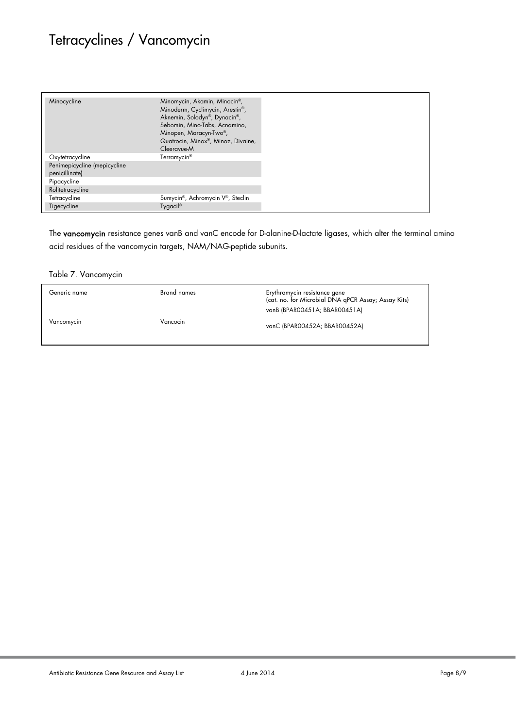# Tetracyclines / Vancomycin

| | |
|---|---|
| Minocycline | Minomycin, Akamin, Minocin®, Minoderm, Cyclimycin, Arestin®, Aknemin, Solodyn®, Dynacin®, Sebomin, Mino-Tabs, Acnamino, Minopen, Maracyn-Two®, Quatrocin, Minox®, Minoz, Divaine, Cleeravue-M |
| Oxytetracycline | Terramycin® |
| Penimepicycline (mepicycline penicillinate) | |
| Pipacycline | |
| Rolitetracycline | |
| Tetracycline | Sumycin®, Achromycin V®, Steclin |
| Tigecycline | Tygacil® |

The **vancomycin** resistance genes vanB and vanC encode for D-alanine-D-lactate ligases, which alter the terminal amino acid residues of the vancomycin targets, NAM/NAG-peptide subunits.

Table 7. Vancomycin

| Generic name | Brand names | Erythromycin resistance gene (cat. no. for Microbial DNA qPCR Assay; Assay Kits) |
|---|---|---|
| Vancomycin | Vancocin | vanB (BPAR00451A; BBAR00451A)<br>vanC (BPAR00452A; BBAR00452A) |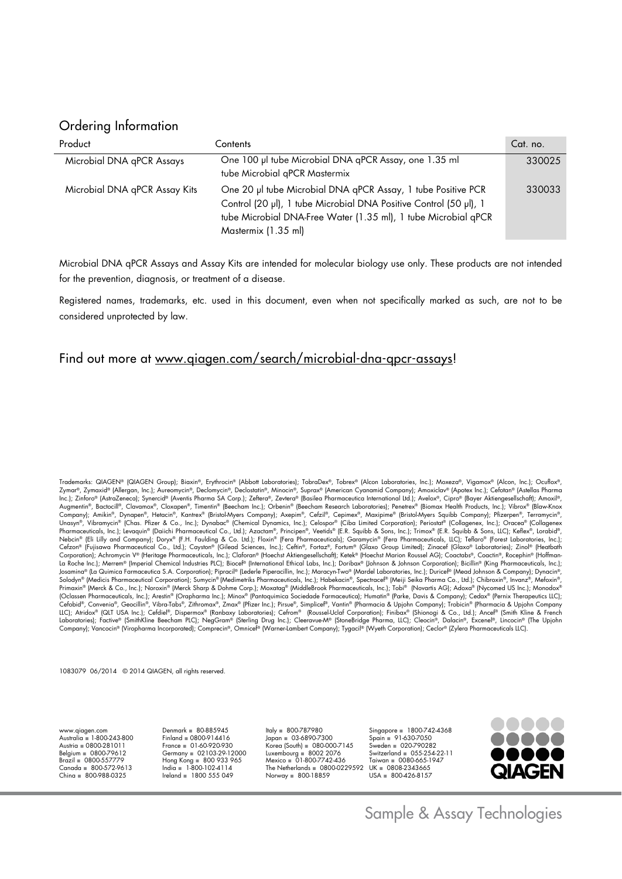## Ordering Information

| Product | Contents | Cat. no. |
|---|---|---|
| Microbial DNA qPCR Assays | One 100 µl tube Microbial DNA qPCR Assay, one 1.35 ml tube Microbial qPCR Mastermix | 330025 |
| Microbial DNA qPCR Assay Kits | One 20 µl tube Microbial DNA qPCR Assay, 1 tube Positive PCR Control (20 µl), 1 tube Microbial DNA Positive Control (50 µl), 1 tube Microbial DNA-Free Water (1.35 ml), 1 tube Microbial qPCR Mastermix (1.35 ml) | 330033 |

Microbial DNA qPCR Assays and Assay Kits are intended for molecular biology use only. These products are not intended for the prevention, diagnosis, or treatment of a disease.

Registered names, trademarks, etc. used in this document, even when not specifically marked as such, are not to be considered unprotected by law.

## Find out more at www.qiagen.com/search/microbial-dna-qpcr-assays!

Trademarks: QIAGEN® (QIAGEN Group); Biaxin®, Erythrocin® (Abbott Laboratories); TobraDex®, Tobrex® (Alcon Laboratories, Inc.); Moxeza®, Vigamox® (Alcon, Inc.); Ocuflox®, Zymar®, Zymaxid® (Allergan, Inc.); Aureomycin®, Declomycin®, Declostatin®, Minocin®, Suprax® (American Cyanamid Company); Amoxiclav® (Apotex Inc.); Cefotan® (Astellas Pharma Inc.); Zinforo® (AstraZeneca); Synercid® (Aventis Pharma SA Corp.); Zeftera®, Zevtera® (Basilea Pharmaceutica International Ltd.); Avelox®, Cipro® (Bayer Aktiengesellschaft); Amoxil®, Augmentin®, Bactocill®, Clavamox®, Cloxapen®, Timentin® (Beecham Inc.); Orbenin® (Beecham Research Laboratories); Penetrex® (Biomax Health Products, Inc.); Vibrox® (Blaw-Knox Company); Amikin®, Dynapen®, Hetacin®, Kantrex® (Bristol-Myers Company); Axepim®, Cefzil®, Cepimex®, Maxipime® (Bristol-Myers Squibb Company); Pfizerpen®, Terramycin®, Unasyn®, Vibramycin® (Chas. Pfizer & Co., Inc.); Dynabac® (Chemical Dynamics, Inc.); Celospor® (Ciba Limited Corporation); Periostat® (Collagenex, Inc.); Oracea® (Collagenex Pharmaceuticals, Inc.); Levaquin® (Daiichi Pharmaceutical Co., Ltd.); Azactam®, Principen®, Veetids® (E.R. Squibb & Sons, Inc.); Trimox® (E.R. Squibb & Sons, LLC); Keflex®, Lorabid®, Nebcin® (Eli Lilly and Company); Doryx® (F.H. Faulding & Co. Ltd.); Floxin® (Fera Pharmaceuticals); Garamycin® (Fera Pharmaceuticals, LLC); Teflaro® (Forest Laboratories, Inc.); Cefzon® (Fujisawa Pharmaceutical Co., Ltd.); Cayston® (Gilead Sciences, Inc.); Ceftin®, Fortaz®, Fortum® (Glaxo Group Limited); Zinacef (Glaxo® Laboratories); Zinol® (Heatbath Corporation); Achromycin V® (Heritage Pharmaceuticals, Inc.); Claforan® (Hoechst Aktiengesellschaft); Ketek® (Hoechst Marion Roussel AG); Coactabs®, Coactin®, Rocephin® (Hoffman-La Roche Inc.); Merrem® (Imperial Chemical Industries PLC); Biocef® (International Ethical Labs, Inc.); Doribax® (Johnson & Johnson Corporation); Bicillin® (King Pharmaceuticals, Inc.); Josamina® (La Quimica Farmaceutica S.A. Corporation); Pipracil® (Lederle Piperacillin, Inc.); Maracyn-Two® (Mardel Laboratories, Inc.); Duricef® (Mead Johnson & Company); Dynacin®, Solodyn® (Medicis Pharmaceutical Corporation); Sumycin® (Medimetriks Pharmaceuticals, Inc.); Habekacin®, Spectracef® (Meiji Seika Pharma Co., Ltd.); Chibroxin®, Invanz®, Mefoxin®, Primaxin® (Merck & Co., Inc.); Noroxin® (Merck Sharp & Dohme Corp.); Moxatag® (MiddleBrook Pharmaceuticals, Inc.); Tobi® (Novartis AG); Adoxa® (Nycomed US Inc.); Monodox® (Oclassen Pharmaceuticals, Inc.); Arestin® (Orapharma Inc.); Minox® (Pantoquimica Sociedade Farmaceutica); Humatin® (Parke, Davis & Company); Cedax® (Pernix Therapeutics LLC); Cefobid®, Convenia®, Geocillin®, Vibra-Tabs®, Zithromax®, Zmax® (Pfizer Inc.); Pirsue®, Simplicef®, Vantin® (Pharmacia & Upjohn Company); Trobicin® (Pharmacia & Upjohn Company LLC); Atridox® (QLT USA Inc.); Cefdiel®, Dispermox® (Ranbaxy Laboratories); Cefrom® (Roussel-Uclaf Corporation); Finibax® (Shionogi & Co., Ltd.); Ancef® (Smith Kline & French Laboratories); Factive® (SmithKline Beecham PLC); NegGram® (Sterling Drug Inc.); Cleeravue-M® (StoneBridge Pharma, LLC); Cleocin®, Dalacin®, Excenel®, Lincocin® (The Upjohn Company); Vancocin® (Viropharma Incorporated); Comprecin®, Omnicef® (Warner-Lambert Company); Tygacil® (Wyeth Corporation); Ceclor® (Zylera Pharmaceuticals LLC).

1083079 06/2014 © 2014 QIAGEN, all rights reserved.

www.qiagen.com
Australia ■ 1-800-243-800
Austria ■ 0800-281011
Belgium ■ 0800-79612
Brazil ■ 0800-557779
Canada ■ 800-572-9613
China ■ 800-988-0325
Denmark ■ 80-885945
Finland ■ 0800-914416
France ■ 01-60-920-930
Germany ■ 02103-29-12000
Hong Kong ■ 800 933 965
India ■ 1-800-102-4114
Ireland ■ 1800 555 049
Italy ■ 800-787980
Japan ■ 03-6890-7300
Korea (South) ■ 080-000-7145
Luxembourg ■ 8002 2076
Mexico ■ 01-800-7742-436
The Netherlands ■ 0800-0229592
Norway ■ 800-18859
Singapore ■ 1800-742-4368
Spain ■ 91-630-7050
Sweden ■ 020-790282
Switzerland ■ 055-254-22-11
Taiwan ■ 0080-665-1947
UK ■ 0808-2343665
USA ■ 800-426-8157

QIAGEN

Sample & Assay Technologies